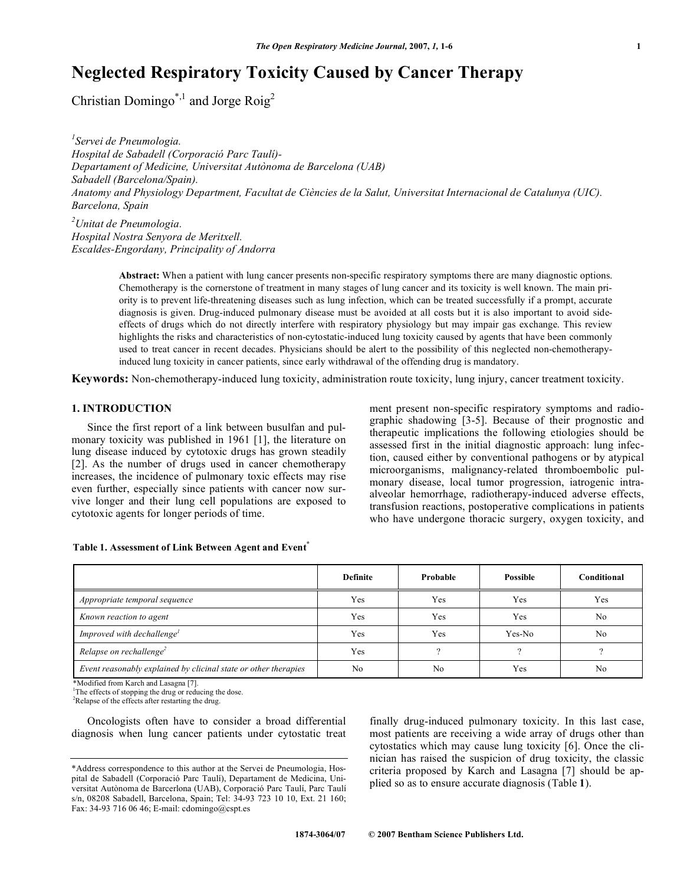# Neglected Respiratory Toxicity Caused by Cancer Therapy

Christian Domingo[*,1] and Jorge Roig[2]

[1]*Servei de Pneumologia.*
*Hospital de Sabadell (Corporació Parc Taulí)-*
*Departament of Medicine, Universitat Autònoma de Barcelona (UAB)*
*Sabadell (Barcelona/Spain).*
*Anatomy and Physiology Department, Facultat de Ciències de la Salut, Universitat Internacional de Catalunya (UIC). Barcelona, Spain*

[2]*Unitat de Pneumologia.*
*Hospital Nostra Senyora de Meritxell.*
*Escaldes-Engordany, Principality of Andorra*

**Abstract:** When a patient with lung cancer presents non-specific respiratory symptoms there are many diagnostic options. Chemotherapy is the cornerstone of treatment in many stages of lung cancer and its toxicity is well known. The main priority is to prevent life-threatening diseases such as lung infection, which can be treated successfully if a prompt, accurate diagnosis is given. Drug-induced pulmonary disease must be avoided at all costs but it is also important to avoid side-effects of drugs which do not directly interfere with respiratory physiology but may impair gas exchange. This review highlights the risks and characteristics of non-cytostatic-induced lung toxicity caused by agents that have been commonly used to treat cancer in recent decades. Physicians should be alert to the possibility of this neglected non-chemotherapy-induced lung toxicity in cancer patients, since early withdrawal of the offending drug is mandatory.

**Keywords:** Non-chemotherapy-induced lung toxicity, administration route toxicity, lung injury, cancer treatment toxicity.

## 1. INTRODUCTION

Since the first report of a link between busulfan and pulmonary toxicity was published in 1961 [1], the literature on lung disease induced by cytotoxic drugs has grown steadily [2]. As the number of drugs used in cancer chemotherapy increases, the incidence of pulmonary toxic effects may rise even further, especially since patients with cancer now survive longer and their lung cell populations are exposed to cytotoxic agents for longer periods of time.

Oncologists often have to consider a broad differential diagnosis when lung cancer patients under cytostatic treatment present non-specific respiratory symptoms and radiographic shadowing [3-5]. Because of their prognostic and therapeutic implications the following etiologies should be assessed first in the initial diagnostic approach: lung infection, caused either by conventional pathogens or by atypical microorganisms, malignancy-related thromboembolic pulmonary disease, local tumor progression, iatrogenic intra-alveolar hemorrhage, radiotherapy-induced adverse effects, transfusion reactions, postoperative complications in patients who have undergone thoracic surgery, oxygen toxicity, and finally drug-induced pulmonary toxicity. In this last case, most patients are receiving a wide array of drugs other than cytostatics which may cause lung toxicity [6]. Once the clinician has raised the suspicion of drug toxicity, the classic criteria proposed by Karch and Lasagna [7] should be applied so as to ensure accurate diagnosis (Table **1**).

**Table 1. Assessment of Link Between Agent and Event***

| | Definite | Probable | Possible | Conditional |
|---|---|---|---|---|
| *Appropriate temporal sequence* | Yes | Yes | Yes | Yes |
| *Known reaction to agent* | Yes | Yes | Yes | No |
| *Improved with dechallenge[1]* | Yes | Yes | Yes-No | No |
| *Relapse on rechallenge[2]* | Yes | ? | ? | ? |
| *Event reasonably explained by clicinal state or other therapies* | No | No | Yes | No |

*Modified from Karch and Lasagna [7].
[1]The effects of stopping the drug or reducing the dose.
[2]Relapse of the effects after restarting the drug.

*Address correspondence to this author at the Servei de Pneumologia, Hospital de Sabadell (Corporació Parc Taulí), Department de Medicina, Universitat Autònoma de Barcelona (UAB), Corporació Parc Taulí, Parc Taulí s/n, 08208 Sabadell, Barcelona, Spain; Tel: 34-93 723 10 10, Ext. 21 160; Fax: 34-93 716 06 46; E-mail: cdomingo@cspt.es

1874-3064/07 © 2007 Bentham Science Publishers Ltd.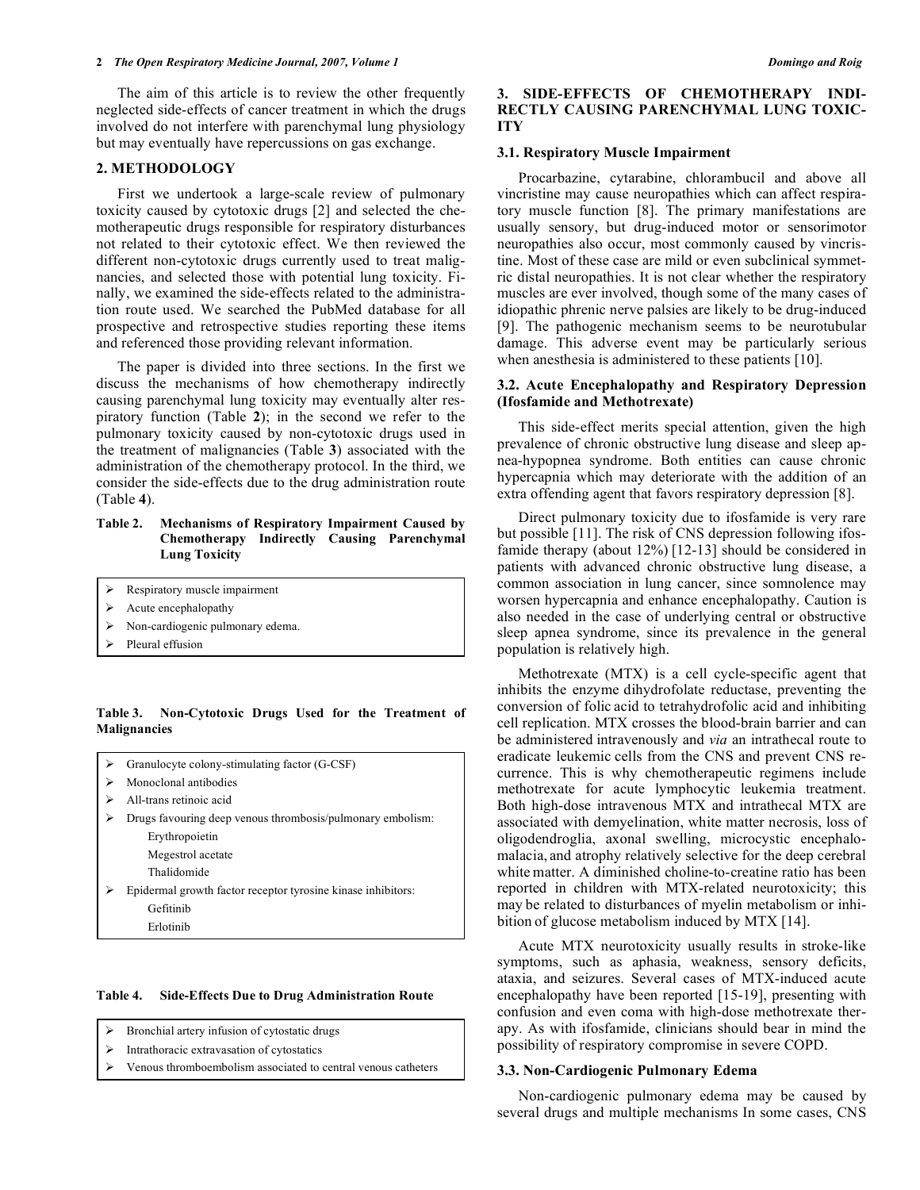The aim of this article is to review the other frequently neglected side-effects of cancer treatment in which the drugs involved do not interfere with parenchymal lung physiology but may eventually have repercussions on gas exchange.

## 2. METHODOLOGY

First we undertook a large-scale review of pulmonary toxicity caused by cytotoxic drugs [2] and selected the chemotherapeutic drugs responsible for respiratory disturbances not related to their cytotoxic effect. We then reviewed the different non-cytotoxic drugs currently used to treat malignancies, and selected those with potential lung toxicity. Finally, we examined the side-effects related to the administration route used. We searched the PubMed database for all prospective and retrospective studies reporting these items and referenced those providing relevant information.

The paper is divided into three sections. In the first we discuss the mechanisms of how chemotherapy indirectly causing parenchymal lung toxicity may eventually alter respiratory function (Table **2**); in the second we refer to the pulmonary toxicity caused by non-cytotoxic drugs used in the treatment of malignancies (Table **3**) associated with the administration of the chemotherapy protocol. In the third, we consider the side-effects due to the drug administration route (Table **4**).

**Table 2. Mechanisms of Respiratory Impairment Caused by Chemotherapy Indirectly Causing Parenchymal Lung Toxicity**

- Respiratory muscle impairment
- Acute encephalopathy
- Non-cardiogenic pulmonary edema.
- Pleural effusion

**Table 3. Non-Cytotoxic Drugs Used for the Treatment of Malignancies**

- Granulocyte colony-stimulating factor (G-CSF)
- Monoclonal antibodies
- All-trans retinoic acid
- Drugs favouring deep venous thrombosis/pulmonary embolism:
  - Erythropoietin
  - Megestrol acetate
  - Thalidomide
- Epidermal growth factor receptor tyrosine kinase inhibitors:
  - Gefitinib
  - Erlotinib

**Table 4. Side-Effects Due to Drug Administration Route**

- Bronchial artery infusion of cytostatic drugs
- Intrathoracic extravasation of cytostatics
- Venous thromboembolism associated to central venous catheters

## 3. SIDE-EFFECTS OF CHEMOTHERAPY INDIRECTLY CAUSING PARENCHYMAL LUNG TOXICITY

### 3.1. Respiratory Muscle Impairment

Procarbazine, cytarabine, chlorambucil and above all vincristine may cause neuropathies which can affect respiratory muscle function [8]. The primary manifestations are usually sensory, but drug-induced motor or sensorimotor neuropathies also occur, most commonly caused by vincristine. Most of these case are mild or even subclinical symmetric distal neuropathies. It is not clear whether the respiratory muscles are ever involved, though some of the many cases of idiopathic phrenic nerve palsies are likely to be drug-induced [9]. The pathogenic mechanism seems to be neurotubular damage. This adverse event may be particularly serious when anesthesia is administered to these patients [10].

### 3.2. Acute Encephalopathy and Respiratory Depression (Ifosfamide and Methotrexate)

This side-effect merits special attention, given the high prevalence of chronic obstructive lung disease and sleep apnea-hypopnea syndrome. Both entities can cause chronic hypercapnia which may deteriorate with the addition of an extra offending agent that favors respiratory depression [8].

Direct pulmonary toxicity due to ifosfamide is very rare but possible [11]. The risk of CNS depression following ifosfamide therapy (about 12%) [12-13] should be considered in patients with advanced chronic obstructive lung disease, a common association in lung cancer, since somnolence may worsen hypercapnia and enhance encephalopathy. Caution is also needed in the case of underlying central or obstructive sleep apnea syndrome, since its prevalence in the general population is relatively high.

Methotrexate (MTX) is a cell cycle-specific agent that inhibits the enzyme dihydrofolate reductase, preventing the conversion of folic acid to tetrahydrofolic acid and inhibiting cell replication. MTX crosses the blood-brain barrier and can be administered intravenously and *via* an intrathecal route to eradicate leukemic cells from the CNS and prevent CNS recurrence. This is why chemotherapeutic regimens include methotrexate for acute lymphocytic leukemia treatment. Both high-dose intravenous MTX and intrathecal MTX are associated with demyelination, white matter necrosis, loss of oligodendroglia, axonal swelling, microcystic encephalomalacia, and atrophy relatively selective for the deep cerebral white matter. A diminished choline-to-creatine ratio has been reported in children with MTX-related neurotoxicity; this may be related to disturbances of myelin metabolism or inhibition of glucose metabolism induced by MTX [14].

Acute MTX neurotoxicity usually results in stroke-like symptoms, such as aphasia, weakness, sensory deficits, ataxia, and seizures. Several cases of MTX-induced acute encephalopathy have been reported [15-19], presenting with confusion and even coma with high-dose methotrexate therapy. As with ifosfamide, clinicians should bear in mind the possibility of respiratory compromise in severe COPD.

### 3.3. Non-Cardiogenic Pulmonary Edema

Non-cardiogenic pulmonary edema may be caused by several drugs and multiple mechanisms In some cases, CNS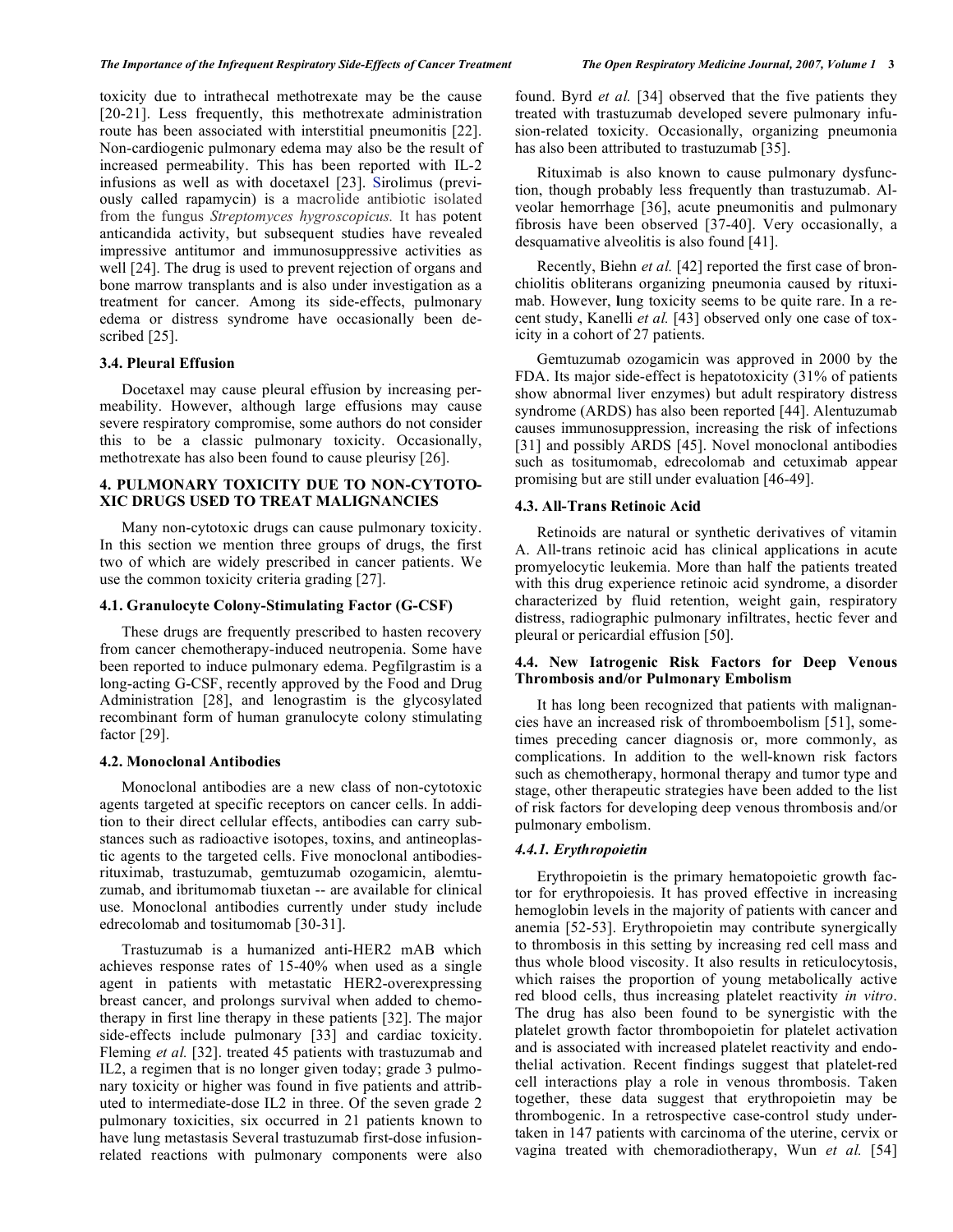toxicity due to intrathecal methotrexate may be the cause [20-21]. Less frequently, this methotrexate administration route has been associated with interstitial pneumonitis [22]. Non-cardiogenic pulmonary edema may also be the result of increased permeability. This has been reported with IL-2 infusions as well as with docetaxel [23]. Sirolimus (previously called rapamycin) is a macrolide antibiotic isolated from the fungus *Streptomyces hygroscopicus.* It has potent anticandida activity, but subsequent studies have revealed impressive antitumor and immunosuppressive activities as well [24]. The drug is used to prevent rejection of organs and bone marrow transplants and is also under investigation as a treatment for cancer. Among its side-effects, pulmonary edema or distress syndrome have occasionally been described [25].

### 3.4. Pleural Effusion

Docetaxel may cause pleural effusion by increasing permeability. However, although large effusions may cause severe respiratory compromise, some authors do not consider this to be a classic pulmonary toxicity. Occasionally, methotrexate has also been found to cause pleurisy [26].

## 4. PULMONARY TOXICITY DUE TO NON-CYTOTOXIC DRUGS USED TO TREAT MALIGNANCIES

Many non-cytotoxic drugs can cause pulmonary toxicity. In this section we mention three groups of drugs, the first two of which are widely prescribed in cancer patients. We use the common toxicity criteria grading [27].

### 4.1. Granulocyte Colony-Stimulating Factor (G-CSF)

These drugs are frequently prescribed to hasten recovery from cancer chemotherapy-induced neutropenia. Some have been reported to induce pulmonary edema. Pegfilgrastim is a long-acting G-CSF, recently approved by the Food and Drug Administration [28], and lenograstim is the glycosylated recombinant form of human granulocyte colony stimulating factor [29].

### 4.2. Monoclonal Antibodies

Monoclonal antibodies are a new class of non-cytotoxic agents targeted at specific receptors on cancer cells. In addition to their direct cellular effects, antibodies can carry substances such as radioactive isotopes, toxins, and antineoplastic agents to the targeted cells. Five monoclonal antibodies-rituximab, trastuzumab, gemtuzumab ozogamicin, alemtuzumab, and ibritumomab tiuxetan -- are available for clinical use. Monoclonal antibodies currently under study include edrecolomab and tositumomab [30-31].

Trastuzumab is a humanized anti-HER2 mAB which achieves response rates of 15-40% when used as a single agent in patients with metastatic HER2-overexpressing breast cancer, and prolongs survival when added to chemotherapy in first line therapy in these patients [32]. The major side-effects include pulmonary [33] and cardiac toxicity. Fleming *et al.* [32]. treated 45 patients with trastuzumab and IL2, a regimen that is no longer given today; grade 3 pulmonary toxicity or higher was found in five patients and attributed to intermediate-dose IL2 in three. Of the seven grade 2 pulmonary toxicities, six occurred in 21 patients known to have lung metastasis Several trastuzumab first-dose infusion-related reactions with pulmonary components were also found. Byrd *et al.* [34] observed that the five patients they treated with trastuzumab developed severe pulmonary infusion-related toxicity. Occasionally, organizing pneumonia has also been attributed to trastuzumab [35].

Rituximab is also known to cause pulmonary dysfunction, though probably less frequently than trastuzumab. Alveolar hemorrhage [36], acute pneumonitis and pulmonary fibrosis have been observed [37-40]. Very occasionally, a desquamative alveolitis is also found [41].

Recently, Biehn *et al.* [42] reported the first case of bronchiolitis obliterans organizing pneumonia caused by rituximab. However, lung toxicity seems to be quite rare. In a recent study, Kanelli *et al.* [43] observed only one case of toxicity in a cohort of 27 patients.

Gemtuzumab ozogamicin was approved in 2000 by the FDA. Its major side-effect is hepatotoxicity (31% of patients show abnormal liver enzymes) but adult respiratory distress syndrome (ARDS) has also been reported [44]. Alentuzumab causes immunosuppression, increasing the risk of infections [31] and possibly ARDS [45]. Novel monoclonal antibodies such as tositumomab, edrecolomab and cetuximab appear promising but are still under evaluation [46-49].

### 4.3. All-Trans Retinoic Acid

Retinoids are natural or synthetic derivatives of vitamin A. All-trans retinoic acid has clinical applications in acute promyelocytic leukemia. More than half the patients treated with this drug experience retinoic acid syndrome, a disorder characterized by fluid retention, weight gain, respiratory distress, radiographic pulmonary infiltrates, hectic fever and pleural or pericardial effusion [50].

### 4.4. New Iatrogenic Risk Factors for Deep Venous Thrombosis and/or Pulmonary Embolism

It has long been recognized that patients with malignancies have an increased risk of thromboembolism [51], sometimes preceding cancer diagnosis or, more commonly, as complications. In addition to the well-known risk factors such as chemotherapy, hormonal therapy and tumor type and stage, other therapeutic strategies have been added to the list of risk factors for developing deep venous thrombosis and/or pulmonary embolism.

#### *4.4.1. Erythropoietin*

Erythropoietin is the primary hematopoietic growth factor for erythropoiesis. It has proved effective in increasing hemoglobin levels in the majority of patients with cancer and anemia [52-53]. Erythropoietin may contribute synergically to thrombosis in this setting by increasing red cell mass and thus whole blood viscosity. It also results in reticulocytosis, which raises the proportion of young metabolically active red blood cells, thus increasing platelet reactivity *in vitro*. The drug has also been found to be synergistic with the platelet growth factor thrombopoietin for platelet activation and is associated with increased platelet reactivity and endothelial activation. Recent findings suggest that platelet-red cell interactions play a role in venous thrombosis. Taken together, these data suggest that erythropoietin may be thrombogenic. In a retrospective case-control study undertaken in 147 patients with carcinoma of the uterine, cervix or vagina treated with chemoradiotherapy, Wun *et al.* [54]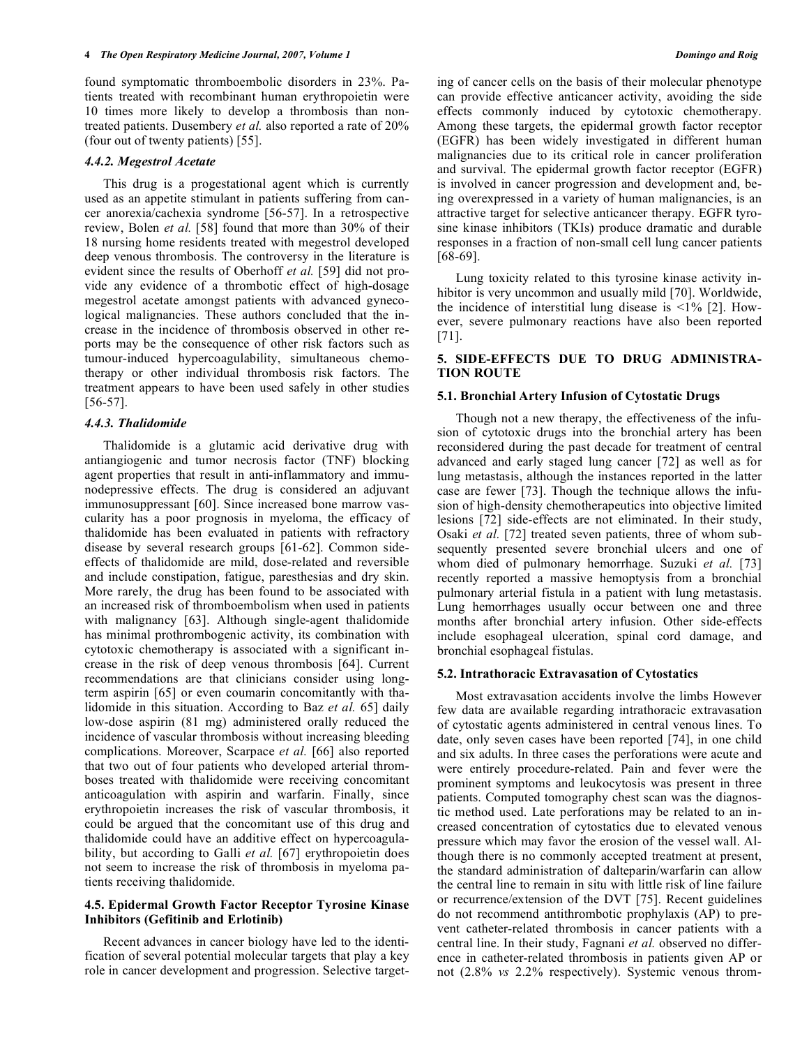found symptomatic thromboembolic disorders in 23%. Patients treated with recombinant human erythropoietin were 10 times more likely to develop a thrombosis than non-treated patients. Dusembery *et al.* also reported a rate of 20% (four out of twenty patients) [55].

#### *4.4.2. Megestrol Acetate*

This drug is a progestational agent which is currently used as an appetite stimulant in patients suffering from cancer anorexia/cachexia syndrome [56-57]. In a retrospective review, Bolen *et al.* [58] found that more than 30% of their 18 nursing home residents treated with megestrol developed deep venous thrombosis. The controversy in the literature is evident since the results of Oberhoff *et al.* [59] did not provide any evidence of a thrombotic effect of high-dosage megestrol acetate amongst patients with advanced gynecological malignancies. These authors concluded that the increase in the incidence of thrombosis observed in other reports may be the consequence of other risk factors such as tumour-induced hypercoagulability, simultaneous chemotherapy or other individual thrombosis risk factors. The treatment appears to have been used safely in other studies [56-57].

#### *4.4.3. Thalidomide*

Thalidomide is a glutamic acid derivative drug with antiangiogenic and tumor necrosis factor (TNF) blocking agent properties that result in anti-inflammatory and immunodepressive effects. The drug is considered an adjuvant immunosuppressant [60]. Since increased bone marrow vascularity has a poor prognosis in myeloma, the efficacy of thalidomide has been evaluated in patients with refractory disease by several research groups [61-62]. Common side-effects of thalidomide are mild, dose-related and reversible and include constipation, fatigue, paresthesias and dry skin. More rarely, the drug has been found to be associated with an increased risk of thromboembolism when used in patients with malignancy [63]. Although single-agent thalidomide has minimal prothrombogenic activity, its combination with cytotoxic chemotherapy is associated with a significant increase in the risk of deep venous thrombosis [64]. Current recommendations are that clinicians consider using long-term aspirin [65] or even coumarin concomitantly with thalidomide in this situation. According to Baz *et al.* 65] daily low-dose aspirin (81 mg) administered orally reduced the incidence of vascular thrombosis without increasing bleeding complications. Moreover, Scarpace *et al.* [66] also reported that two out of four patients who developed arterial thromboses treated with thalidomide were receiving concomitant anticoagulation with aspirin and warfarin. Finally, since erythropoietin increases the risk of vascular thrombosis, it could be argued that the concomitant use of this drug and thalidomide could have an additive effect on hypercoagulability, but according to Galli *et al.* [67] erythropoietin does not seem to increase the risk of thrombosis in myeloma patients receiving thalidomide.

### 4.5. Epidermal Growth Factor Receptor Tyrosine Kinase Inhibitors (Gefitinib and Erlotinib)

Recent advances in cancer biology have led to the identification of several potential molecular targets that play a key role in cancer development and progression. Selective targeting of cancer cells on the basis of their molecular phenotype can provide effective anticancer activity, avoiding the side effects commonly induced by cytotoxic chemotherapy. Among these targets, the epidermal growth factor receptor (EGFR) has been widely investigated in different human malignancies due to its critical role in cancer proliferation and survival. The epidermal growth factor receptor (EGFR) is involved in cancer progression and development and, being overexpressed in a variety of human malignancies, is an attractive target for selective anticancer therapy. EGFR tyrosine kinase inhibitors (TKIs) produce dramatic and durable responses in a fraction of non-small cell lung cancer patients [68-69].

Lung toxicity related to this tyrosine kinase activity inhibitor is very uncommon and usually mild [70]. Worldwide, the incidence of interstitial lung disease is <1% [2]. However, severe pulmonary reactions have also been reported [71].

## 5. SIDE-EFFECTS DUE TO DRUG ADMINISTRATION ROUTE

### 5.1. Bronchial Artery Infusion of Cytostatic Drugs

Though not a new therapy, the effectiveness of the infusion of cytotoxic drugs into the bronchial artery has been reconsidered during the past decade for treatment of central advanced and early staged lung cancer [72] as well as for lung metastasis, although the instances reported in the latter case are fewer [73]. Though the technique allows the infusion of high-density chemotherapeutics into objective limited lesions [72] side-effects are not eliminated. In their study, Osaki *et al.* [72] treated seven patients, three of whom subsequently presented severe bronchial ulcers and one of whom died of pulmonary hemorrhage. Suzuki *et al.* [73] recently reported a massive hemoptysis from a bronchial pulmonary arterial fistula in a patient with lung metastasis. Lung hemorrhages usually occur between one and three months after bronchial artery infusion. Other side-effects include esophageal ulceration, spinal cord damage, and bronchial esophageal fistulas.

### 5.2. Intrathoracic Extravasation of Cytostatics

Most extravasation accidents involve the limbs However few data are available regarding intrathoracic extravasation of cytostatic agents administered in central venous lines. To date, only seven cases have been reported [74], in one child and six adults. In three cases the perforations were acute and were entirely procedure-related. Pain and fever were the prominent symptoms and leukocytosis was present in three patients. Computed tomography chest scan was the diagnostic method used. Late perforations may be related to an increased concentration of cytostatics due to elevated venous pressure which may favor the erosion of the vessel wall. Although there is no commonly accepted treatment at present, the standard administration of dalteparin/warfarin can allow the central line to remain in situ with little risk of line failure or recurrence/extension of the DVT [75]. Recent guidelines do not recommend antithrombotic prophylaxis (AP) to prevent catheter-related thrombosis in cancer patients with a central line. In their study, Fagnani *et al.* observed no difference in catheter-related thrombosis in patients given AP or not (2.8% *vs* 2.2% respectively). Systemic venous throm-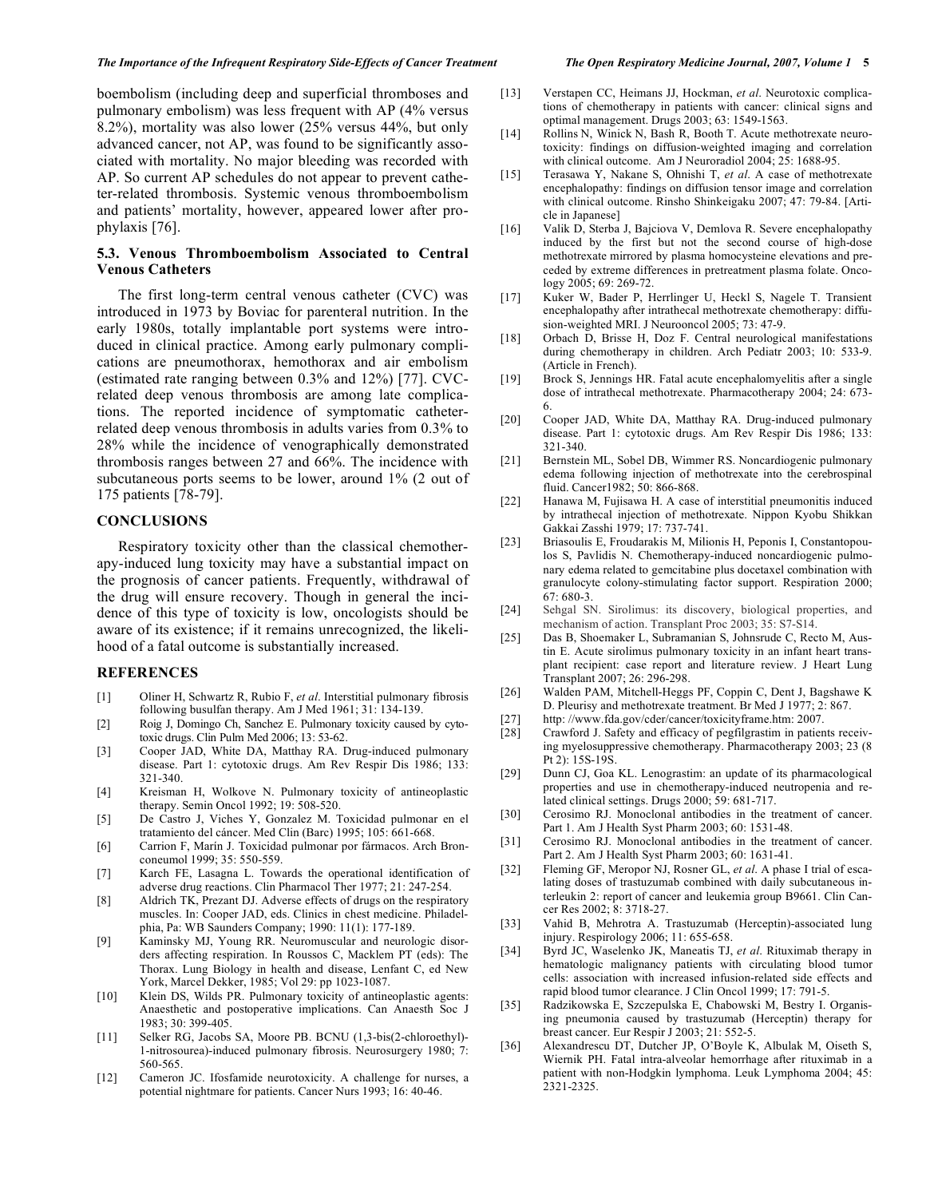boembolism (including deep and superficial thromboses and pulmonary embolism) was less frequent with AP (4% versus 8.2%), mortality was also lower (25% versus 44%, but only advanced cancer, not AP, was found to be significantly associated with mortality. No major bleeding was recorded with AP. So current AP schedules do not appear to prevent catheter-related thrombosis. Systemic venous thromboembolism and patients' mortality, however, appeared lower after prophylaxis [76].

### 5.3. Venous Thromboembolism Associated to Central Venous Catheters

The first long-term central venous catheter (CVC) was introduced in 1973 by Boviac for parenteral nutrition. In the early 1980s, totally implantable port systems were introduced in clinical practice. Among early pulmonary complications are pneumothorax, hemothorax and air embolism (estimated rate ranging between 0.3% and 12%) [77]. CVC-related deep venous thrombosis are among late complications. The reported incidence of symptomatic catheter-related deep venous thrombosis in adults varies from 0.3% to 28% while the incidence of venographically demonstrated thrombosis ranges between 27 and 66%. The incidence with subcutaneous ports seems to be lower, around 1% (2 out of 175 patients [78-79].

## CONCLUSIONS

Respiratory toxicity other than the classical chemotherapy-induced lung toxicity may have a substantial impact on the prognosis of cancer patients. Frequently, withdrawal of the drug will ensure recovery. Though in general the incidence of this type of toxicity is low, oncologists should be aware of its existence; if it remains unrecognized, the likelihood of a fatal outcome is substantially increased.

## REFERENCES

[1] Oliner H, Schwartz R, Rubio F, *et al*. Interstitial pulmonary fibrosis following busulfan therapy. Am J Med 1961; 31: 134-139.

[2] Roig J, Domingo Ch, Sanchez E. Pulmonary toxicity caused by cytotoxic drugs. Clin Pulm Med 2006; 13: 53-62.

[3] Cooper JAD, White DA, Matthay RA. Drug-induced pulmonary disease. Part 1: cytotoxic drugs. Am Rev Respir Dis 1986; 133: 321-340.

[4] Kreisman H, Wolkove N. Pulmonary toxicity of antineoplastic therapy. Semin Oncol 1992; 19: 508-520.

[5] De Castro J, Viches Y, Gonzalez M. Toxicidad pulmonar en el tratamiento del cáncer. Med Clin (Barc) 1995; 105: 661-668.

[6] Carrion F, Marín J. Toxicidad pulmonar por fármacos. Arch Bronconeumol 1999; 35: 550-559.

[7] Karch FE, Lasagna L. Towards the operational identification of adverse drug reactions. Clin Pharmacol Ther 1977; 21: 247-254.

[8] Aldrich TK, Prezant DJ. Adverse effects of drugs on the respiratory muscles. In: Cooper JAD, eds. Clinics in chest medicine. Philadelphia, Pa: WB Saunders Company; 1990: 11(1): 177-189.

[9] Kaminsky MJ, Young RR. Neuromuscular and neurologic disorders affecting respiration. In Roussos C, Macklem PT (eds): The Thorax. Lung Biology in health and disease, Lenfant C, ed New York, Marcel Dekker, 1985; Vol 29: pp 1023-1087.

[10] Klein DS, Wilds PR. Pulmonary toxicity of antineoplastic agents: Anaesthetic and postoperative implications. Can Anaesth Soc J 1983; 30: 399-405.

[11] Selker RG, Jacobs SA, Moore PB. BCNU (1,3-bis(2-chloroethyl)-1-nitrosourea)-induced pulmonary fibrosis. Neurosurgery 1980; 7: 560-565.

[12] Cameron JC. Ifosfamide neurotoxicity. A challenge for nurses, a potential nightmare for patients. Cancer Nurs 1993; 16: 40-46.

[13] Verstapen CC, Heimans JJ, Hockman, *et al*. Neurotoxic complications of chemotherapy in patients with cancer: clinical signs and optimal management. Drugs 2003; 63: 1549-1563.

[14] Rollins N, Winick N, Bash R, Booth T. Acute methotrexate neurotoxicity: findings on diffusion-weighted imaging and correlation with clinical outcome. Am J Neuroradiol 2004; 25: 1688-95.

[15] Terasawa Y, Nakane S, Ohnishi T, *et al*. A case of methotrexate encephalopathy: findings on diffusion tensor image and correlation with clinical outcome. Rinsho Shinkeigaku 2007; 47: 79-84. [Article in Japanese]

[16] Valik D, Sterba J, Bajciova V, Demlova R. Severe encephalopathy induced by the first but not the second course of high-dose methotrexate mirrored by plasma homocysteine elevations and preceded by extreme differences in pretreatment plasma folate. Oncology 2005; 69: 269-72.

[17] Kuker W, Bader P, Herrlinger U, Heckl S, Nagele T. Transient encephalopathy after intrathecal methotrexate chemotherapy: diffusion-weighted MRI. J Neurooncol 2005; 73: 47-9.

[18] Orbach D, Brisse H, Doz F. Central neurological manifestations during chemotherapy in children. Arch Pediatr 2003; 10: 533-9. (Article in French).

[19] Brock S, Jennings HR. Fatal acute encephalomyelitis after a single dose of intrathecal methotrexate. Pharmacotherapy 2004; 24: 673-6.

[20] Cooper JAD, White DA, Matthay RA. Drug-induced pulmonary disease. Part 1: cytotoxic drugs. Am Rev Respir Dis 1986; 133: 321-340.

[21] Bernstein ML, Sobel DB, Wimmer RS. Noncardiogenic pulmonary edema following injection of methotrexate into the cerebrospinal fluid. Cancer1982; 50: 866-868.

[22] Hanawa M, Fujisawa H. A case of interstitial pneumonitis induced by intrathecal injection of methotrexate. Nippon Kyobu Shikkan Gakkai Zasshi 1979; 17: 737-741.

[23] Briasoulis E, Froudarakis M, Milionis H, Peponis I, Constantopoulos S, Pavlidis N. Chemotherapy-induced noncardiogenic pulmonary edema related to gemcitabine plus docetaxel combination with granulocyte colony-stimulating factor support. Respiration 2000; 67: 680-3.

[24] Sehgal SN. Sirolimus: its discovery, biological properties, and mechanism of action. Transplant Proc 2003; 35: S7-S14.

[25] Das B, Shoemaker L, Subramanian S, Johnsrude C, Recto M, Austin E. Acute sirolimus pulmonary toxicity in an infant heart transplant recipient: case report and literature review. J Heart Lung Transplant 2007; 26: 296-298.

[26] Walden PAM, Mitchell-Heggs PF, Coppin C, Dent J, Bagshawe K D. Pleurisy and methotrexate treatment. Br Med J 1977; 2: 867.

[27] http: //www.fda.gov/cder/cancer/toxicityframe.htm: 2007.

[28] Crawford J. Safety and efficacy of pegfilgrastim in patients receiving myelosuppressive chemotherapy. Pharmacotherapy 2003; 23 (8 Pt 2): 15S-19S.

[29] Dunn CJ, Goa KL. Lenograstim: an update of its pharmacological properties and use in chemotherapy-induced neutropenia and related clinical settings. Drugs 2000; 59: 681-717.

[30] Cerosimo RJ. Monoclonal antibodies in the treatment of cancer. Part 1. Am J Health Syst Pharm 2003; 60: 1531-48.

[31] Cerosimo RJ. Monoclonal antibodies in the treatment of cancer. Part 2. Am J Health Syst Pharm 2003; 60: 1631-41.

[32] Fleming GF, Meropor NJ, Rosner GL, *et al*. A phase I trial of escalating doses of trastuzumab combined with daily subcutaneous interleukin 2: report of cancer and leukemia group B9661. Clin Cancer Res 2002; 8: 3718-27.

[33] Vahid B, Mehrotra A. Trastuzumab (Herceptin)-associated lung injury. Respirology 2006; 11: 655-658.

[34] Byrd JC, Waselenko JK, Maneatis TJ, *et al*. Rituximab therapy in hematologic malignancy patients with circulating blood tumor cells: association with increased infusion-related side effects and rapid blood tumor clearance. J Clin Oncol 1999; 17: 791-5.

[35] Radzikowska E, Szczepulska E, Chabowski M, Bestry I. Organising pneumonia caused by trastuzumab (Herceptin) therapy for breast cancer. Eur Respir J 2003; 21: 552-5.

[36] Alexandrescu DT, Dutcher JP, O'Boyle K, Albulak M, Oiseth S, Wiernik PH. Fatal intra-alveolar hemorrhage after rituximab in a patient with non-Hodgkin lymphoma. Leuk Lymphoma 2004; 45: 2321-2325.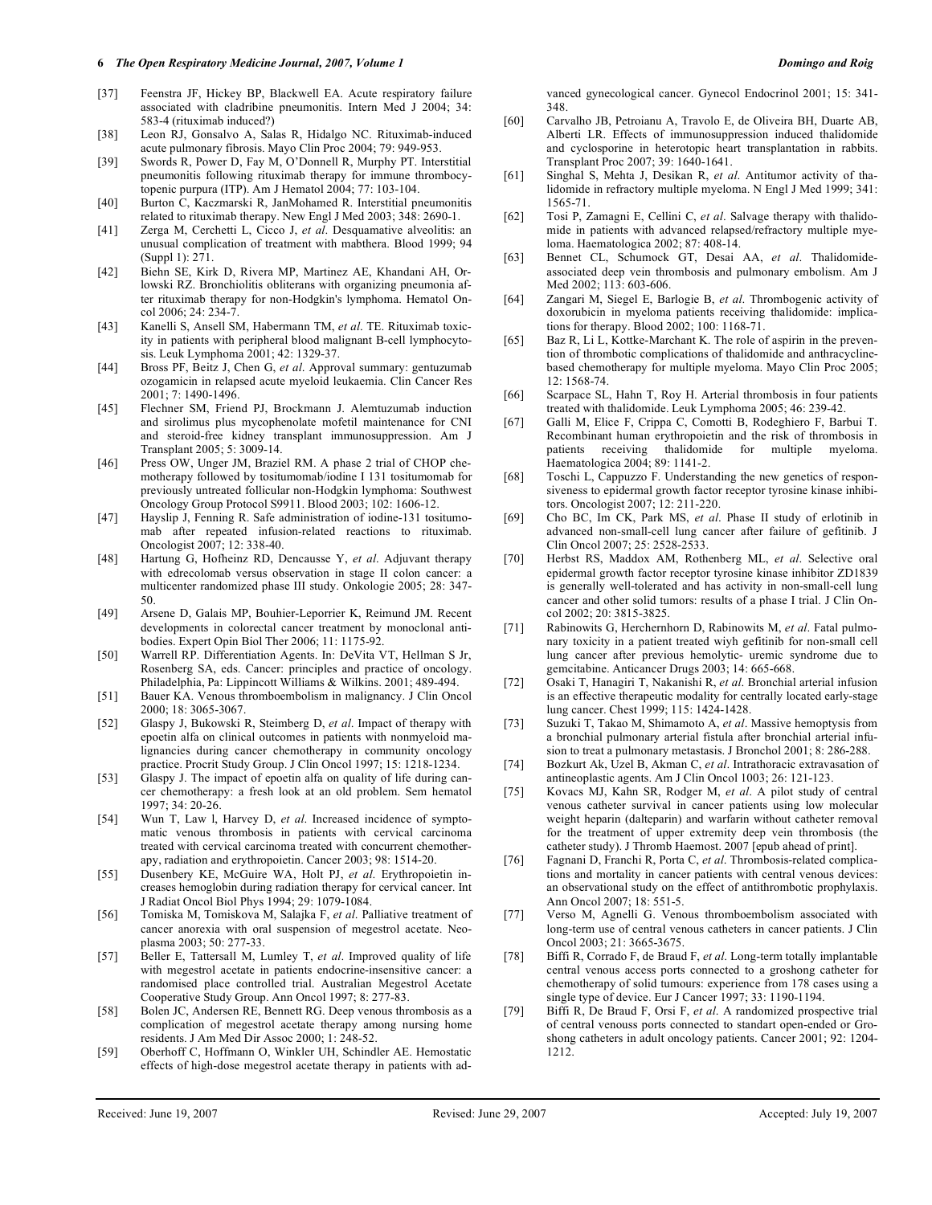[37] Feenstra JF, Hickey BP, Blackwell EA. Acute respiratory failure associated with cladribine pneumonitis. Intern Med J 2004; 34: 583-4 (rituximab induced?)

[38] Leon RJ, Gonsalvo A, Salas R, Hidalgo NC. Rituximab-induced acute pulmonary fibrosis. Mayo Clin Proc 2004; 79: 949-953.

[39] Swords R, Power D, Fay M, O'Donnell R, Murphy PT. Interstitial pneumonitis following rituximab therapy for immune thrombocytopenic purpura (ITP). Am J Hematol 2004; 77: 103-104.

[40] Burton C, Kaczmarski R, JanMohamed R. Interstitial pneumonitis related to rituximab therapy. New Engl J Med 2003; 348: 2690-1.

[41] Zerga M, Cerchetti L, Cicco J, *et al*. Desquamative alveolitis: an unusual complication of treatment with mabthera. Blood 1999; 94 (Suppl 1): 271.

[42] Biehn SE, Kirk D, Rivera MP, Martinez AE, Khandani AH, Orlowski RZ. Bronchiolitis obliterans with organizing pneumonia after rituximab therapy for non-Hodgkin's lymphoma. Hematol Oncol 2006; 24: 234-7.

[43] Kanelli S, Ansell SM, Habermann TM, *et al*. TE. Rituximab toxicity in patients with peripheral blood malignant B-cell lymphocytosis. Leuk Lymphoma 2001; 42: 1329-37.

[44] Bross PF, Beitz J, Chen G, *et al*. Approval summary: gentuzumab ozogamicin in relapsed acute myeloid leukaemia. Clin Cancer Res 2001; 7: 1490-1496.

[45] Flechner SM, Friend PJ, Brockmann J. Alemtuzumab induction and sirolimus plus mycophenolate mofetil maintenance for CNI and steroid-free kidney transplant immunosuppression. Am J Transplant 2005; 5: 3009-14.

[46] Press OW, Unger JM, Braziel RM. A phase 2 trial of CHOP chemotherapy followed by tositumomab/iodine I 131 tositumomab for previously untreated follicular non-Hodgkin lymphoma: Southwest Oncology Group Protocol S9911. Blood 2003; 102: 1606-12.

[47] Hayslip J, Fenning R. Safe administration of iodine-131 tositumomab after repeated infusion-related reactions to rituximab. Oncologist 2007; 12: 338-40.

[48] Hartung G, Hofheinz RD, Dencausse Y, *et al*. Adjuvant therapy with edrecolomab versus observation in stage II colon cancer: a multicenter randomized phase III study. Onkologie 2005; 28: 347-50.

[49] Arsene D, Galais MP, Bouhier-Leporrier K, Reimund JM. Recent developments in colorectal cancer treatment by monoclonal antibodies. Expert Opin Biol Ther 2006; 11: 1175-92.

[50] Warrell RP. Differentiation Agents. In: DeVita VT, Hellman S Jr, Rosenberg SA, eds. Cancer: principles and practice of oncology. Philadelphia, Pa: Lippincott Williams & Wilkins. 2001; 489-494.

[51] Bauer KA. Venous thromboembolism in malignancy. J Clin Oncol 2000; 18: 3065-3067.

[52] Glaspy J, Bukowski R, Steimberg D, *et al*. Impact of therapy with epoetin alfa on clinical outcomes in patients with nonmyeloid malignancies during cancer chemotherapy in community oncology practice. Procrit Study Group. J Clin Oncol 1997; 15: 1218-1234.

[53] Glaspy J. The impact of epoetin alfa on quality of life during cancer chemotherapy: a fresh look at an old problem. Sem hematol 1997; 34: 20-26.

[54] Wun T, Law l, Harvey D, *et al*. Increased incidence of symptomatic venous thrombosis in patients with cervical carcinoma treated with cervical carcinoma treated with concurrent chemotherapy, radiation and erythropoietin. Cancer 2003; 98: 1514-20.

[55] Dusenbery KE, McGuire WA, Holt PJ, *et al*. Erythropoietin increases hemoglobin during radiation therapy for cervical cancer. Int J Radiat Oncol Biol Phys 1994; 29: 1079-1084.

[56] Tomiska M, Tomiskova M, Salajka F, *et al*. Palliative treatment of cancer anorexia with oral suspension of megestrol acetate. Neoplasma 2003; 50: 277-33.

[57] Beller E, Tattersall M, Lumley T, *et al*. Improved quality of life with megestrol acetate in patients endocrine-insensitive cancer: a randomised place controlled trial. Australian Megestrol Acetate Cooperative Study Group. Ann Oncol 1997; 8: 277-83.

[58] Bolen JC, Andersen RE, Bennett RG. Deep venous thrombosis as a complication of megestrol acetate therapy among nursing home residents. J Am Med Dir Assoc 2000; 1: 248-52.

[59] Oberhoff C, Hoffmann O, Winkler UH, Schindler AE. Hemostatic effects of high-dose megestrol acetate therapy in patients with advanced gynecological cancer. Gynecol Endocrinol 2001; 15: 341-348.

[60] Carvalho JB, Petroianu A, Travolo E, de Oliveira BH, Duarte AB, Alberti LR. Effects of immunosuppression induced thalidomide and cyclosporine in heterotopic heart transplantation in rabbits. Transplant Proc 2007; 39: 1640-1641.

[61] Singhal S, Mehta J, Desikan R, *et al*. Antitumor activity of thalidomide in refractory multiple myeloma. N Engl J Med 1999; 341: 1565-71.

[62] Tosi P, Zamagni E, Cellini C, *et al*. Salvage therapy with thalidomide in patients with advanced relapsed/refractory multiple myeloma. Haematologica 2002; 87: 408-14.

[63] Bennet CL, Schumock GT, Desai AA, *et al*. Thalidomide-associated deep vein thrombosis and pulmonary embolism. Am J Med 2002; 113: 603-606.

[64] Zangari M, Siegel E, Barlogie B, *et al*. Thrombogenic activity of doxorubicin in myeloma patients receiving thalidomide: implications for therapy. Blood 2002; 100: 1168-71.

[65] Baz R, Li L, Kottke-Marchant K. The role of aspirin in the prevention of thrombotic complications of thalidomide and anthracycline-based chemotherapy for multiple myeloma. Mayo Clin Proc 2005; 12: 1568-74.

[66] Scarpace SL, Hahn T, Roy H. Arterial thrombosis in four patients treated with thalidomide. Leuk Lymphoma 2005; 46: 239-42.

[67] Galli M, Elice F, Crippa C, Comotti B, Rodeghiero F, Barbui T. Recombinant human erythropoietin and the risk of thrombosis in patients receiving thalidomide for multiple myeloma. Haematologica 2004; 89: 1141-2.

[68] Toschi L, Cappuzzo F. Understanding the new genetics of responsiveness to epidermal growth factor receptor tyrosine kinase inhibitors. Oncologist 2007; 12: 211-220.

[69] Cho BC, Im CK, Park MS, *et al*. Phase II study of erlotinib in advanced non-small-cell lung cancer after failure of gefitinib. J Clin Oncol 2007; 25: 2528-2533.

[70] Herbst RS, Maddox AM, Rothenberg ML, *et al*. Selective oral epidermal growth factor receptor tyrosine kinase inhibitor ZD1839 is generally well-tolerated and has activity in non-small-cell lung cancer and other solid tumors: results of a phase I trial. J Clin Oncol 2002; 20: 3815-3825.

[71] Rabinowits G, Herchernhorn D, Rabinowits M, *et al*. Fatal pulmonary toxicity in a patient treated wiyh gefitinib for non-small cell lung cancer after previous hemolytic- uremic syndrome due to gemcitabine. Anticancer Drugs 2003; 14: 665-668.

[72] Osaki T, Hanagiri T, Nakanishi R, *et al*. Bronchial arterial infusion is an effective therapeutic modality for centrally located early-stage lung cancer. Chest 1999; 115: 1424-1428.

[73] Suzuki T, Takao M, Shimamoto A, *et al*. Massive hemoptysis from a bronchial pulmonary arterial fistula after bronchial arterial infusion to treat a pulmonary metastasis. J Bronchol 2001; 8: 286-288.

[74] Bozkurt Ak, Uzel B, Akman C, *et al*. Intrathoracic extravasation of antineoplastic agents. Am J Clin Oncol 1003; 26: 121-123.

[75] Kovacs MJ, Kahn SR, Rodger M, *et al*. A pilot study of central venous catheter survival in cancer patients using low molecular weight heparin (dalteparin) and warfarin without catheter removal for the treatment of upper extremity deep vein thrombosis (the catheter study). J Thromb Haemost. 2007 [epub ahead of print].

[76] Fagnani D, Franchi R, Porta C, *et al*. Thrombosis-related complications and mortality in cancer patients with central venous devices: an observational study on the effect of antithrombotic prophylaxis. Ann Oncol 2007; 18: 551-5.

[77] Verso M, Agnelli G. Venous thromboembolism associated with long-term use of central venous catheters in cancer patients. J Clin Oncol 2003; 21: 3665-3675.

[78] Biffi R, Corrado F, de Braud F, *et al*. Long-term totally implantable central venous access ports connected to a groshong catheter for chemotherapy of solid tumours: experience from 178 cases using a single type of device. Eur J Cancer 1997; 33: 1190-1194.

[79] Biffi R, De Braud F, Orsi F, *et al*. A randomized prospective trial of central venouss ports connected to standart open-ended or Groshong catheters in adult oncology patients. Cancer 2001; 92: 1204-1212.

Received: June 19, 2007 Revised: June 29, 2007 Accepted: July 19, 2007